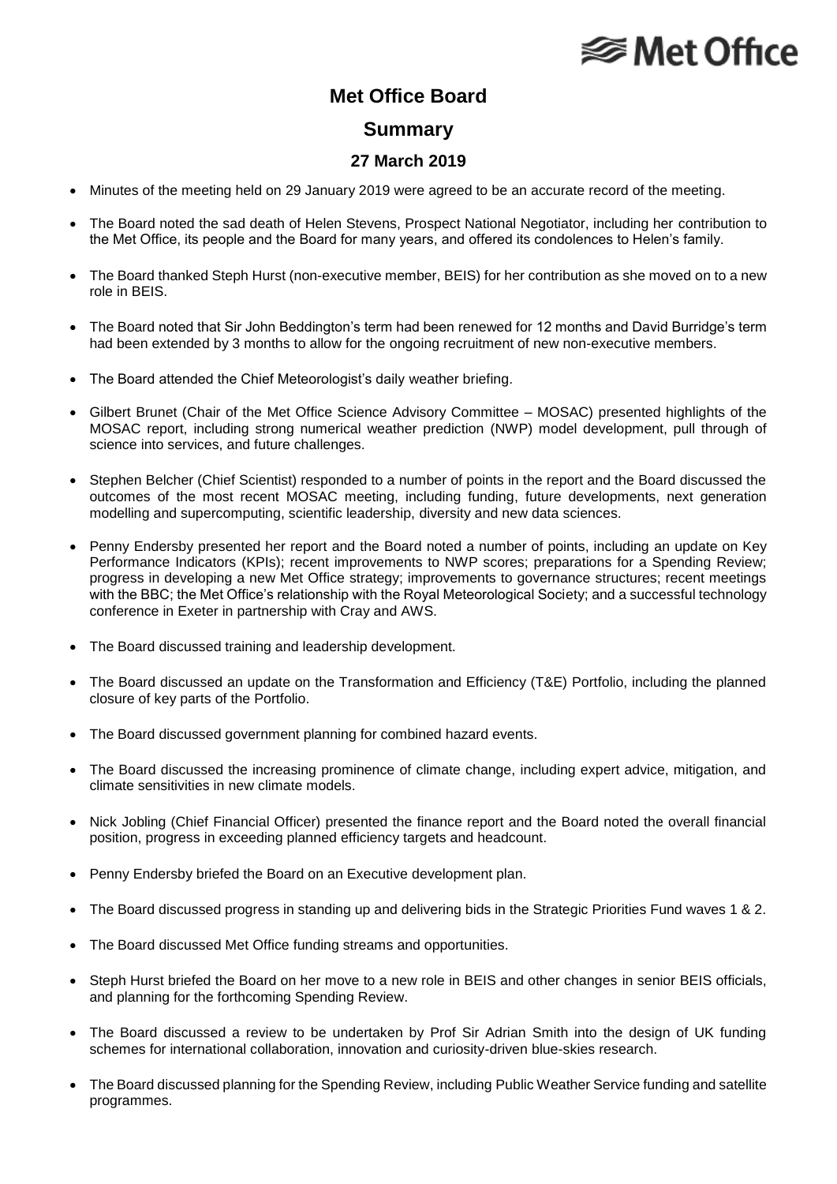# Met Office Board

## Summary

### 27 March 2019

- Minutes of the meeting held on 29 January 2019 were agreed to be an accurate record of the meeting.
- The Board noted the sad death of Helen Stevens, Prospect National Negotiator, including her contribution to the Met Office, its people and the Board for many years, and offered its condolences to Helen's family.
- The Board thanked Steph Hurst (non-executive member, BEIS) for her contribution as she moved on to a new role in BEIS.
- The Board noted that Sir John Beddington's term had been renewed for 12 months and David Burridge's term had been extended by 3 months to allow for the ongoing recruitment of new non-executive members.
- The Board attended the Chief Meteorologist's daily weather briefing.
- Gilbert Brunet (Chair of the Met Office Science Advisory Committee – MOSAC) presented highlights of the MOSAC report, including strong numerical weather prediction (NWP) model development, pull through of science into services, and future challenges.
- Stephen Belcher (Chief Scientist) responded to a number of points in the report and the Board discussed the outcomes of the most recent MOSAC meeting, including funding, future developments, next generation modelling and supercomputing, scientific leadership, diversity and new data sciences.
- Penny Endersby presented her report and the Board noted a number of points, including an update on Key Performance Indicators (KPIs); recent improvements to NWP scores; preparations for a Spending Review; progress in developing a new Met Office strategy; improvements to governance structures; recent meetings with the BBC; the Met Office's relationship with the Royal Meteorological Society; and a successful technology conference in Exeter in partnership with Cray and AWS.
- The Board discussed training and leadership development.
- The Board discussed an update on the Transformation and Efficiency (T&E) Portfolio, including the planned closure of key parts of the Portfolio.
- The Board discussed government planning for combined hazard events.
- The Board discussed the increasing prominence of climate change, including expert advice, mitigation, and climate sensitivities in new climate models.
- Nick Jobling (Chief Financial Officer) presented the finance report and the Board noted the overall financial position, progress in exceeding planned efficiency targets and headcount.
- Penny Endersby briefed the Board on an Executive development plan.
- The Board discussed progress in standing up and delivering bids in the Strategic Priorities Fund waves 1 & 2.
- The Board discussed Met Office funding streams and opportunities.
- Steph Hurst briefed the Board on her move to a new role in BEIS and other changes in senior BEIS officials, and planning for the forthcoming Spending Review.
- The Board discussed a review to be undertaken by Prof Sir Adrian Smith into the design of UK funding schemes for international collaboration, innovation and curiosity-driven blue-skies research.
- The Board discussed planning for the Spending Review, including Public Weather Service funding and satellite programmes.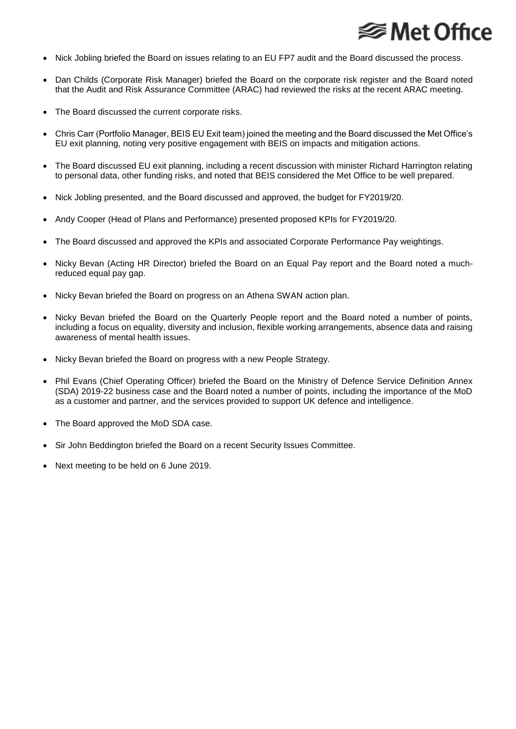- Nick Jobling briefed the Board on issues relating to an EU FP7 audit and the Board discussed the process.
- Dan Childs (Corporate Risk Manager) briefed the Board on the corporate risk register and the Board noted that the Audit and Risk Assurance Committee (ARAC) had reviewed the risks at the recent ARAC meeting.
- The Board discussed the current corporate risks.
- Chris Carr (Portfolio Manager, BEIS EU Exit team) joined the meeting and the Board discussed the Met Office's EU exit planning, noting very positive engagement with BEIS on impacts and mitigation actions.
- The Board discussed EU exit planning, including a recent discussion with minister Richard Harrington relating to personal data, other funding risks, and noted that BEIS considered the Met Office to be well prepared.
- Nick Jobling presented, and the Board discussed and approved, the budget for FY2019/20.
- Andy Cooper (Head of Plans and Performance) presented proposed KPIs for FY2019/20.
- The Board discussed and approved the KPIs and associated Corporate Performance Pay weightings.
- Nicky Bevan (Acting HR Director) briefed the Board on an Equal Pay report and the Board noted a much-reduced equal pay gap.
- Nicky Bevan briefed the Board on progress on an Athena SWAN action plan.
- Nicky Bevan briefed the Board on the Quarterly People report and the Board noted a number of points, including a focus on equality, diversity and inclusion, flexible working arrangements, absence data and raising awareness of mental health issues.
- Nicky Bevan briefed the Board on progress with a new People Strategy.
- Phil Evans (Chief Operating Officer) briefed the Board on the Ministry of Defence Service Definition Annex (SDA) 2019-22 business case and the Board noted a number of points, including the importance of the MoD as a customer and partner, and the services provided to support UK defence and intelligence.
- The Board approved the MoD SDA case.
- Sir John Beddington briefed the Board on a recent Security Issues Committee.
- Next meeting to be held on 6 June 2019.